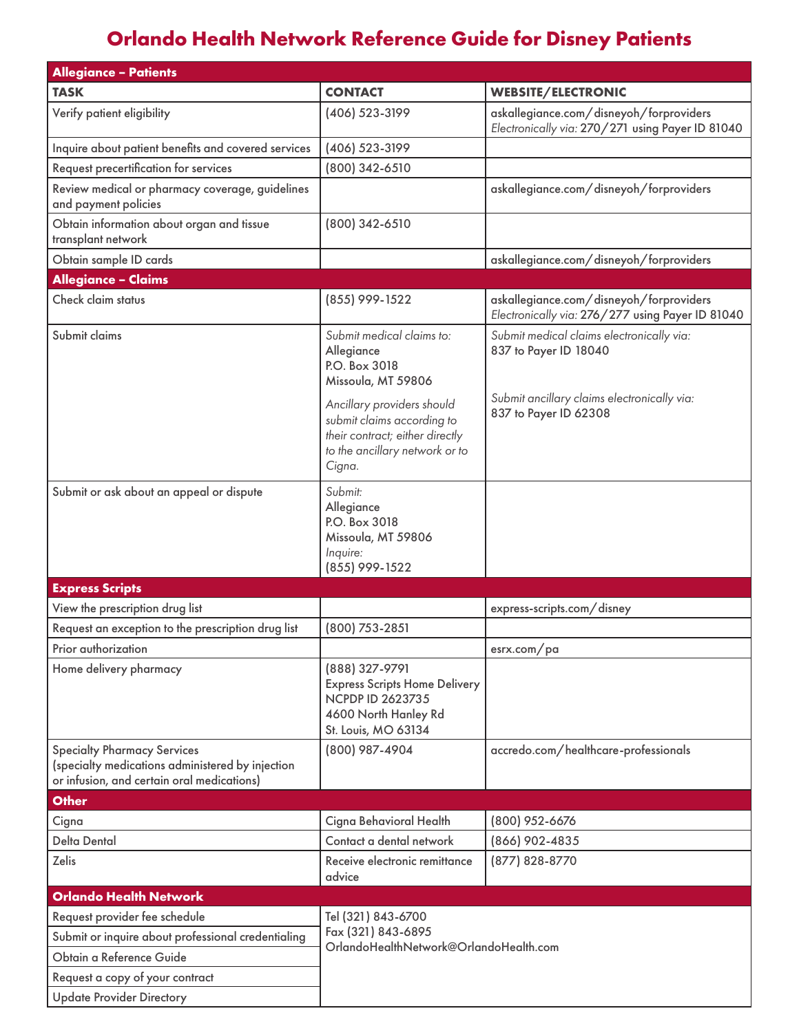# Orlando Health Network Reference Guide for Disney Patients

| **Allegiance – Patients** | | |
|---|---|---|
| **TASK** | **CONTACT** | **WEBSITE/ELECTRONIC** |
| Verify patient eligibility | (406) 523-3199 | askallegiance.com/disneyoh/forproviders<br>*Electronically via:* 270/271 using Payer ID 81040 |
| Inquire about patient benefits and covered services | (406) 523-3199 | |
| Request precertification for services | (800) 342-6510 | |
| Review medical or pharmacy coverage, guidelines and payment policies | | askallegiance.com/disneyoh/forproviders |
| Obtain information about organ and tissue transplant network | (800) 342-6510 | |
| Obtain sample ID cards | | askallegiance.com/disneyoh/forproviders |
| **Allegiance – Claims** | | |
| Check claim status | (855) 999-1522 | askallegiance.com/disneyoh/forproviders<br>*Electronically via:* 276/277 using Payer ID 81040 |
| Submit claims | *Submit medical claims to:*<br>Allegiance<br>P.O. Box 3018<br>Missoula, MT 59806<br>*Ancillary providers should submit claims according to their contract; either directly to the ancillary network or to Cigna.* | *Submit medical claims electronically via:*<br>837 to Payer ID 18040<br>*Submit ancillary claims electronically via:*<br>837 to Payer ID 62308 |
| Submit or ask about an appeal or dispute | *Submit:*<br>Allegiance<br>P.O. Box 3018<br>Missoula, MT 59806<br>*Inquire:*<br>(855) 999-1522 | |
| **Express Scripts** | | |
| View the prescription drug list | | express-scripts.com/disney |
| Request an exception to the prescription drug list | (800) 753-2851 | |
| Prior authorization | | esrx.com/pa |
| Home delivery pharmacy | (888) 327-9791<br>Express Scripts Home Delivery<br>NCPDP ID 2623735<br>4600 North Hanley Rd<br>St. Louis, MO 63134 | |
| Specialty Pharmacy Services<br>(specialty medications administered by injection or infusion, and certain oral medications) | (800) 987-4904 | accredo.com/healthcare-professionals |
| **Other** | | |
| Cigna | Cigna Behavioral Health | (800) 952-6676 |
| Delta Dental | Contact a dental network | (866) 902-4835 |
| Zelis | Receive electronic remittance advice | (877) 828-8770 |
| **Orlando Health Network** | | |
| Request provider fee schedule | Tel (321) 843-6700<br>Fax (321) 843-6895<br>OrlandoHealthNetwork@OrlandoHealth.com | |
| Submit or inquire about professional credentialing | | |
| Obtain a Reference Guide | | |
| Request a copy of your contract | | |
| Update Provider Directory | | |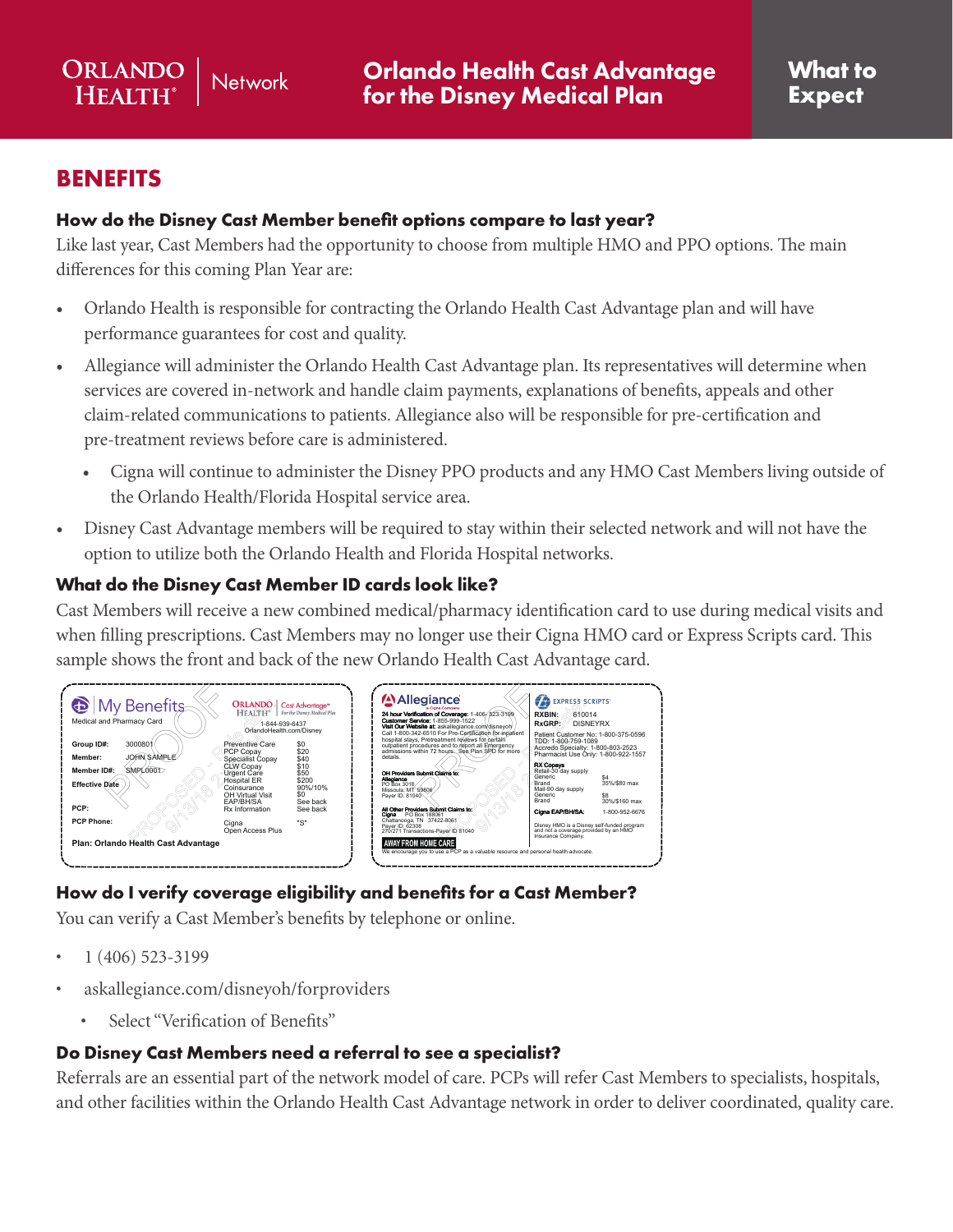# BENEFITS

### How do the Disney Cast Member benefit options compare to last year?

Like last year, Cast Members had the opportunity to choose from multiple HMO and PPO options. The main differences for this coming Plan Year are:

- Orlando Health is responsible for contracting the Orlando Health Cast Advantage plan and will have performance guarantees for cost and quality.
- Allegiance will administer the Orlando Health Cast Advantage plan. Its representatives will determine when services are covered in-network and handle claim payments, explanations of benefits, appeals and other claim-related communications to patients. Allegiance also will be responsible for pre-certification and pre-treatment reviews before care is administered.
  - Cigna will continue to administer the Disney PPO products and any HMO Cast Members living outside of the Orlando Health/Florida Hospital service area.
- Disney Cast Advantage members will be required to stay within their selected network and will not have the option to utilize both the Orlando Health and Florida Hospital networks.

### What do the Disney Cast Member ID cards look like?

Cast Members will receive a new combined medical/pharmacy identification card to use during medical visits and when filling prescriptions. Cast Members may no longer use their Cigna HMO card or Express Scripts card. This sample shows the front and back of the new Orlando Health Cast Advantage card.

### How do I verify coverage eligibility and benefits for a Cast Member?

You can verify a Cast Member's benefits by telephone or online.

- 1 (406) 523-3199
- askallegiance.com/disneyoh/forproviders
  - Select "Verification of Benefits"

### Do Disney Cast Members need a referral to see a specialist?

Referrals are an essential part of the network model of care. PCPs will refer Cast Members to specialists, hospitals, and other facilities within the Orlando Health Cast Advantage network in order to deliver coordinated, quality care.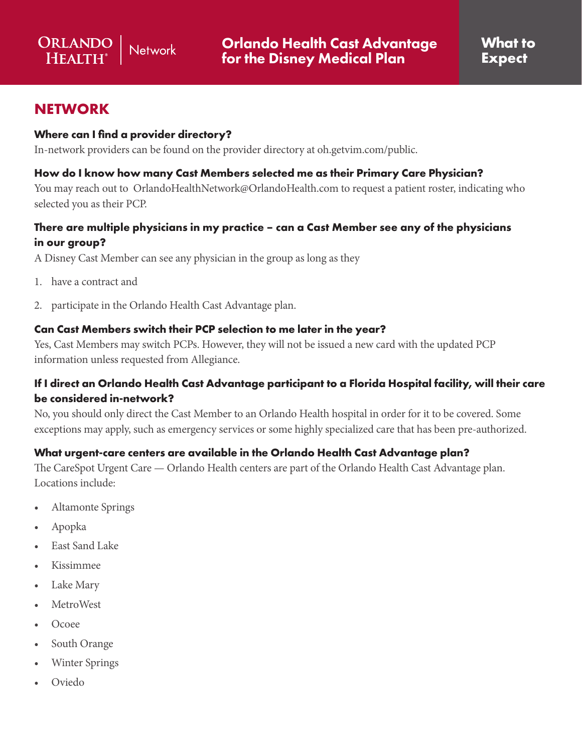## NETWORK

**Where can I find a provider directory?**

In-network providers can be found on the provider directory at oh.getvim.com/public.

**How do I know how many Cast Members selected me as their Primary Care Physician?**

You may reach out to OrlandoHealthNetwork@OrlandoHealth.com to request a patient roster, indicating who selected you as their PCP.

**There are multiple physicians in my practice – can a Cast Member see any of the physicians in our group?**

A Disney Cast Member can see any physician in the group as long as they

1. have a contract and
2. participate in the Orlando Health Cast Advantage plan.

**Can Cast Members switch their PCP selection to me later in the year?**

Yes, Cast Members may switch PCPs. However, they will not be issued a new card with the updated PCP information unless requested from Allegiance.

**If I direct an Orlando Health Cast Advantage participant to a Florida Hospital facility, will their care be considered in-network?**

No, you should only direct the Cast Member to an Orlando Health hospital in order for it to be covered. Some exceptions may apply, such as emergency services or some highly specialized care that has been pre-authorized.

**What urgent-care centers are available in the Orlando Health Cast Advantage plan?**

The CareSpot Urgent Care — Orlando Health centers are part of the Orlando Health Cast Advantage plan. Locations include:

- Altamonte Springs
- Apopka
- East Sand Lake
- Kissimmee
- Lake Mary
- MetroWest
- Ocoee
- South Orange
- Winter Springs
- Oviedo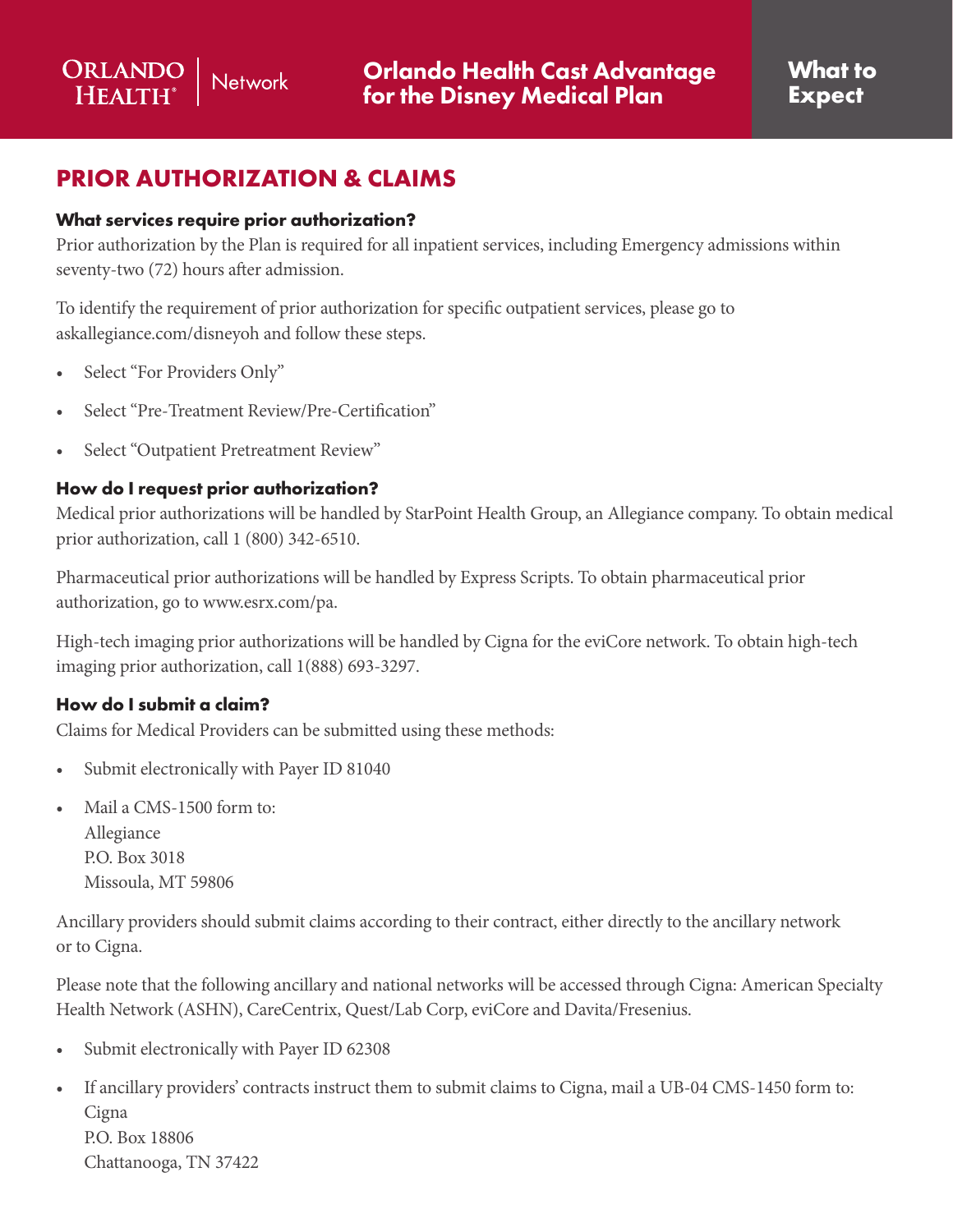## PRIOR AUTHORIZATION & CLAIMS

### What services require prior authorization?

Prior authorization by the Plan is required for all inpatient services, including Emergency admissions within seventy-two (72) hours after admission.

To identify the requirement of prior authorization for specific outpatient services, please go to askallegiance.com/disneyoh and follow these steps.

- Select "For Providers Only"
- Select "Pre-Treatment Review/Pre-Certification"
- Select "Outpatient Pretreatment Review"

### How do I request prior authorization?

Medical prior authorizations will be handled by StarPoint Health Group, an Allegiance company. To obtain medical prior authorization, call 1 (800) 342-6510.

Pharmaceutical prior authorizations will be handled by Express Scripts. To obtain pharmaceutical prior authorization, go to www.esrx.com/pa.

High-tech imaging prior authorizations will be handled by Cigna for the eviCore network. To obtain high-tech imaging prior authorization, call 1(888) 693-3297.

### How do I submit a claim?

Claims for Medical Providers can be submitted using these methods:

- Submit electronically with Payer ID 81040
- Mail a CMS-1500 form to:
  Allegiance
  P.O. Box 3018
  Missoula, MT 59806

Ancillary providers should submit claims according to their contract, either directly to the ancillary network or to Cigna.

Please note that the following ancillary and national networks will be accessed through Cigna: American Specialty Health Network (ASHN), CareCentrix, Quest/Lab Corp, eviCore and Davita/Fresenius.

- Submit electronically with Payer ID 62308
- If ancillary providers' contracts instruct them to submit claims to Cigna, mail a UB-04 CMS-1450 form to:
  Cigna
  P.O. Box 18806
  Chattanooga, TN 37422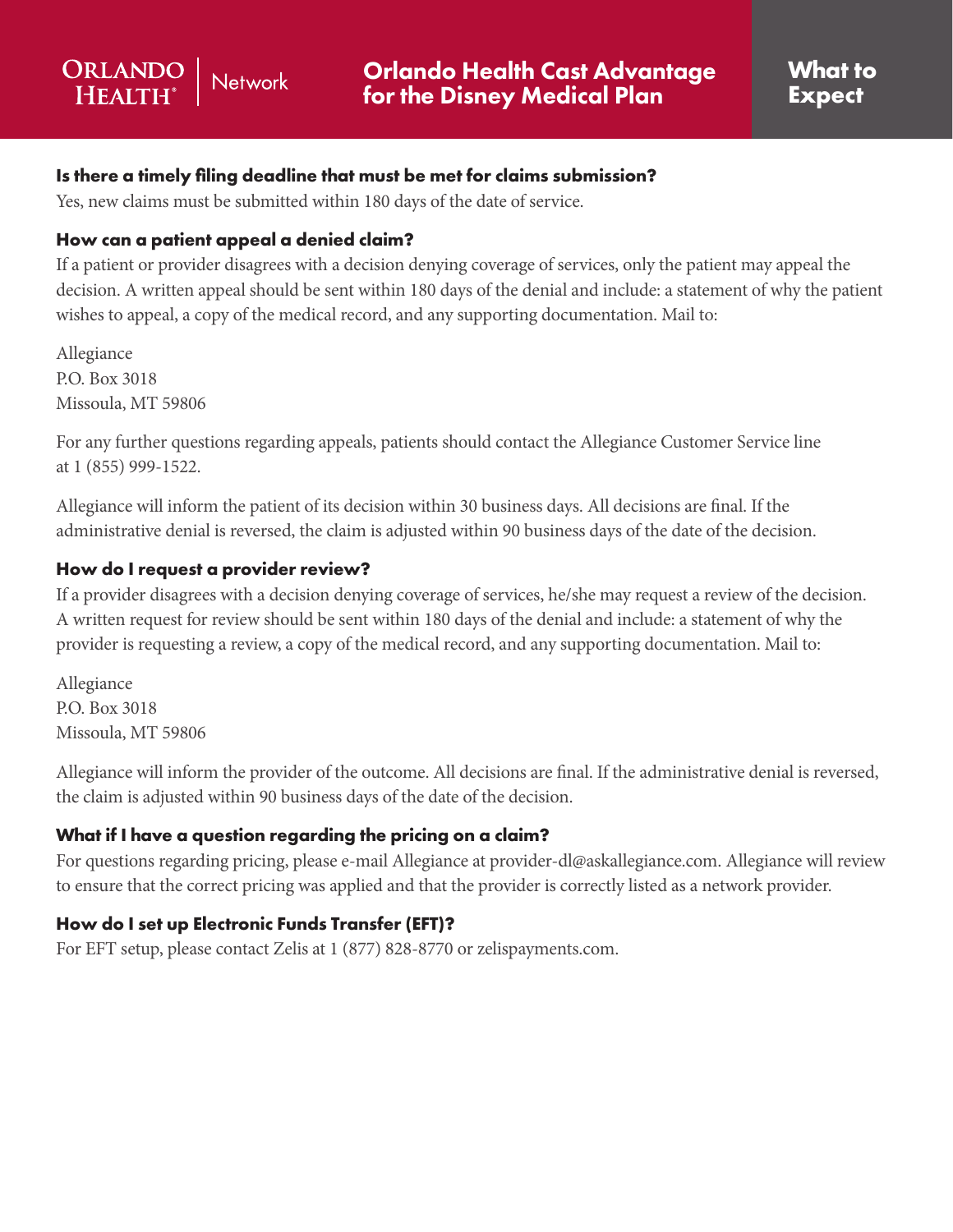### Is there a timely filing deadline that must be met for claims submission?

Yes, new claims must be submitted within 180 days of the date of service.

### How can a patient appeal a denied claim?

If a patient or provider disagrees with a decision denying coverage of services, only the patient may appeal the decision. A written appeal should be sent within 180 days of the denial and include: a statement of why the patient wishes to appeal, a copy of the medical record, and any supporting documentation. Mail to:

Allegiance
P.O. Box 3018
Missoula, MT 59806

For any further questions regarding appeals, patients should contact the Allegiance Customer Service line at 1 (855) 999-1522.

Allegiance will inform the patient of its decision within 30 business days. All decisions are final. If the administrative denial is reversed, the claim is adjusted within 90 business days of the date of the decision.

### How do I request a provider review?

If a provider disagrees with a decision denying coverage of services, he/she may request a review of the decision. A written request for review should be sent within 180 days of the denial and include: a statement of why the provider is requesting a review, a copy of the medical record, and any supporting documentation. Mail to:

Allegiance
P.O. Box 3018
Missoula, MT 59806

Allegiance will inform the provider of the outcome. All decisions are final. If the administrative denial is reversed, the claim is adjusted within 90 business days of the date of the decision.

### What if I have a question regarding the pricing on a claim?

For questions regarding pricing, please e-mail Allegiance at provider-dl@askallegiance.com. Allegiance will review to ensure that the correct pricing was applied and that the provider is correctly listed as a network provider.

### How do I set up Electronic Funds Transfer (EFT)?

For EFT setup, please contact Zelis at 1 (877) 828-8770 or zelispayments.com.